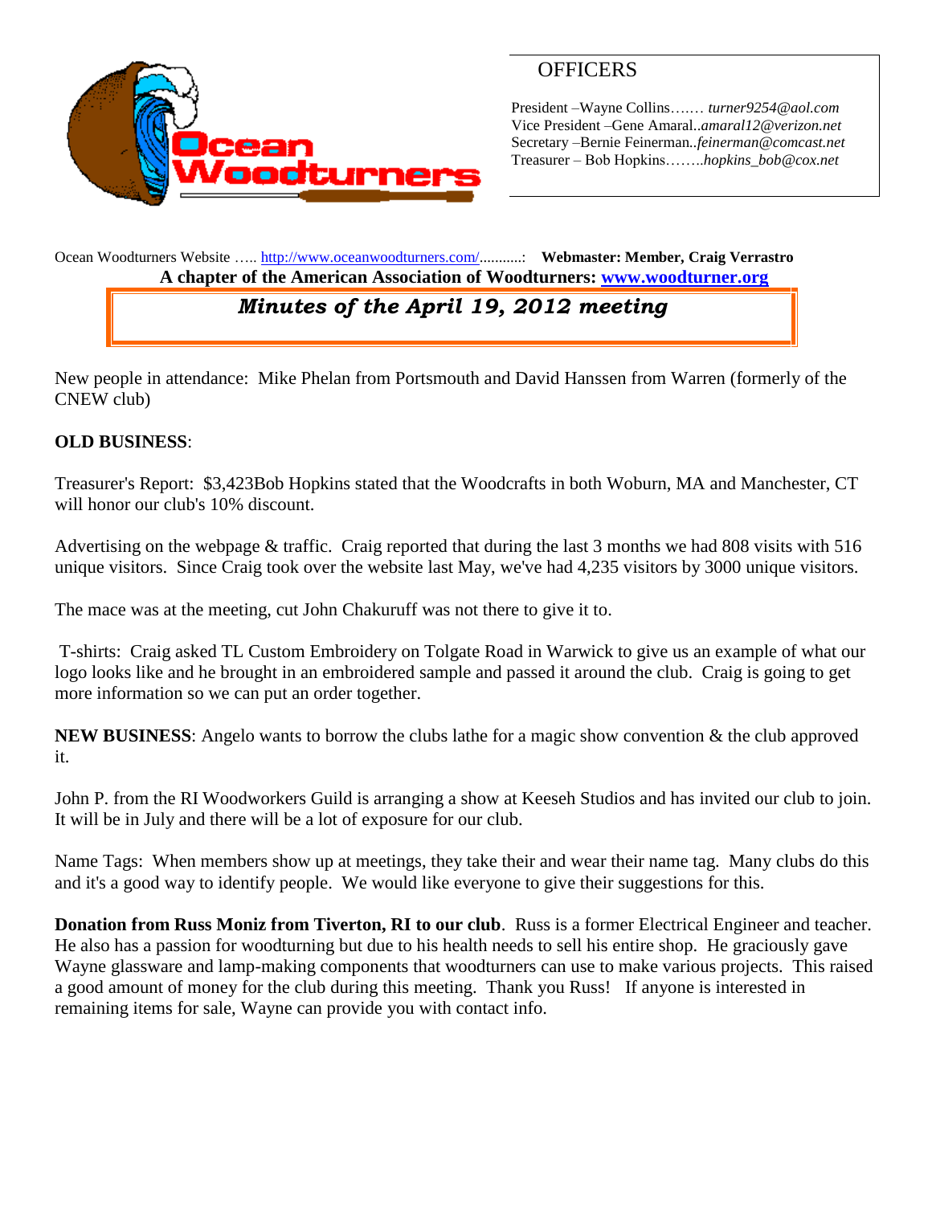Ocean Woodturners

## OFFICERS

President –Wayne Collins……. *turner9254@aol.com*
Vice President –Gene Amaral..*amaral12@verizon.net*
Secretary –Bernie Feinerman..*feinerman@comcast.net*
Treasurer – Bob Hopkins……..*hopkins_bob@cox.net*

Ocean Woodturners Website ….. http://www.oceanwoodturners.com/..........: **Webmaster: Member, Craig Verrastro**

**A chapter of the American Association of Woodturners: www.woodturner.org**

# *Minutes of the April 19, 2012 meeting*

New people in attendance: Mike Phelan from Portsmouth and David Hanssen from Warren (formerly of the CNEW club)

**OLD BUSINESS**:

Treasurer's Report: $3,423Bob Hopkins stated that the Woodcrafts in both Woburn, MA and Manchester, CT will honor our club's 10% discount.

Advertising on the webpage & traffic. Craig reported that during the last 3 months we had 808 visits with 516 unique visitors. Since Craig took over the website last May, we've had 4,235 visitors by 3000 unique visitors.

The mace was at the meeting, cut John Chakuruff was not there to give it to.

T-shirts: Craig asked TL Custom Embroidery on Tolgate Road in Warwick to give us an example of what our logo looks like and he brought in an embroidered sample and passed it around the club. Craig is going to get more information so we can put an order together.

**NEW BUSINESS**: Angelo wants to borrow the clubs lathe for a magic show convention & the club approved it.

John P. from the RI Woodworkers Guild is arranging a show at Keeseh Studios and has invited our club to join. It will be in July and there will be a lot of exposure for our club.

Name Tags: When members show up at meetings, they take their and wear their name tag. Many clubs do this and it's a good way to identify people. We would like everyone to give their suggestions for this.

**Donation from Russ Moniz from Tiverton, RI to our club**. Russ is a former Electrical Engineer and teacher. He also has a passion for woodturning but due to his health needs to sell his entire shop. He graciously gave Wayne glassware and lamp-making components that woodturners can use to make various projects. This raised a good amount of money for the club during this meeting. Thank you Russ! If anyone is interested in remaining items for sale, Wayne can provide you with contact info.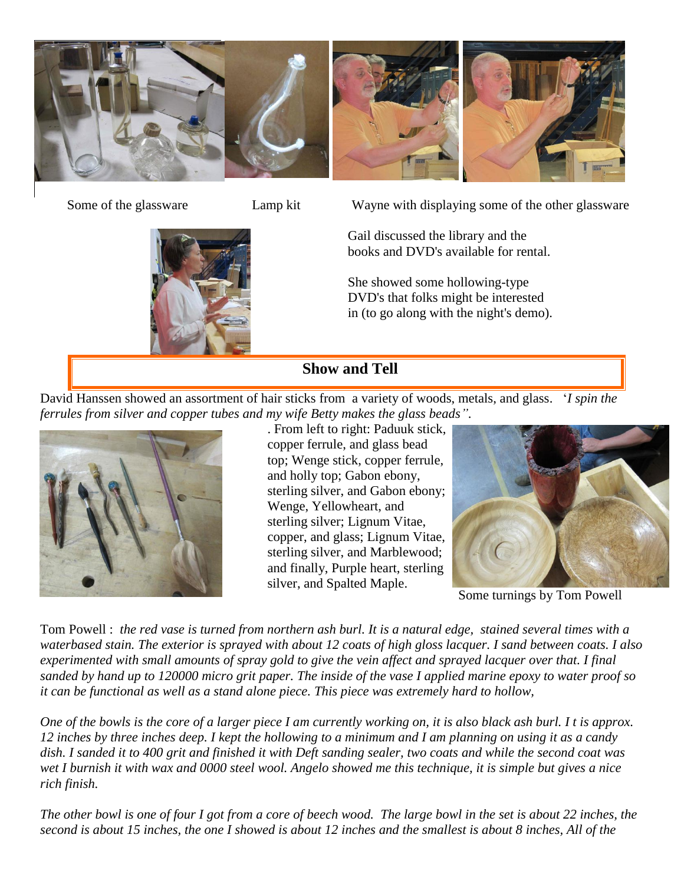Some of the glassware

Lamp kit

Wayne with displaying some of the other glassware

Gail discussed the library and the books and DVD's available for rental.

She showed some hollowing-type DVD's that folks might be interested in (to go along with the night's demo).

## Show and Tell

David Hanssen showed an assortment of hair sticks from a variety of woods, metals, and glass. '*I spin the ferrules from silver and copper tubes and my wife Betty makes the glass beads".*

. From left to right: Paduuk stick, copper ferrule, and glass bead top; Wenge stick, copper ferrule, and holly top; Gabon ebony, sterling silver, and Gabon ebony; Wenge, Yellowheart, and sterling silver; Lignum Vitae, copper, and glass; Lignum Vitae, sterling silver, and Marblewood; and finally, Purple heart, sterling silver, and Spalted Maple.

Some turnings by Tom Powell

Tom Powell : *the red vase is turned from northern ash burl. It is a natural edge, stained several times with a waterbased stain. The exterior is sprayed with about 12 coats of high gloss lacquer. I sand between coats. I also experimented with small amounts of spray gold to give the vein affect and sprayed lacquer over that. I final sanded by hand up to 120000 micro grit paper. The inside of the vase I applied marine epoxy to water proof so it can be functional as well as a stand alone piece. This piece was extremely hard to hollow,*

*One of the bowls is the core of a larger piece I am currently working on, it is also black ash burl. I t is approx. 12 inches by three inches deep. I kept the hollowing to a minimum and I am planning on using it as a candy dish. I sanded it to 400 grit and finished it with Deft sanding sealer, two coats and while the second coat was wet I burnish it with wax and 0000 steel wool. Angelo showed me this technique, it is simple but gives a nice rich finish.*

*The other bowl is one of four I got from a core of beech wood. The large bowl in the set is about 22 inches, the second is about 15 inches, the one I showed is about 12 inches and the smallest is about 8 inches, All of the*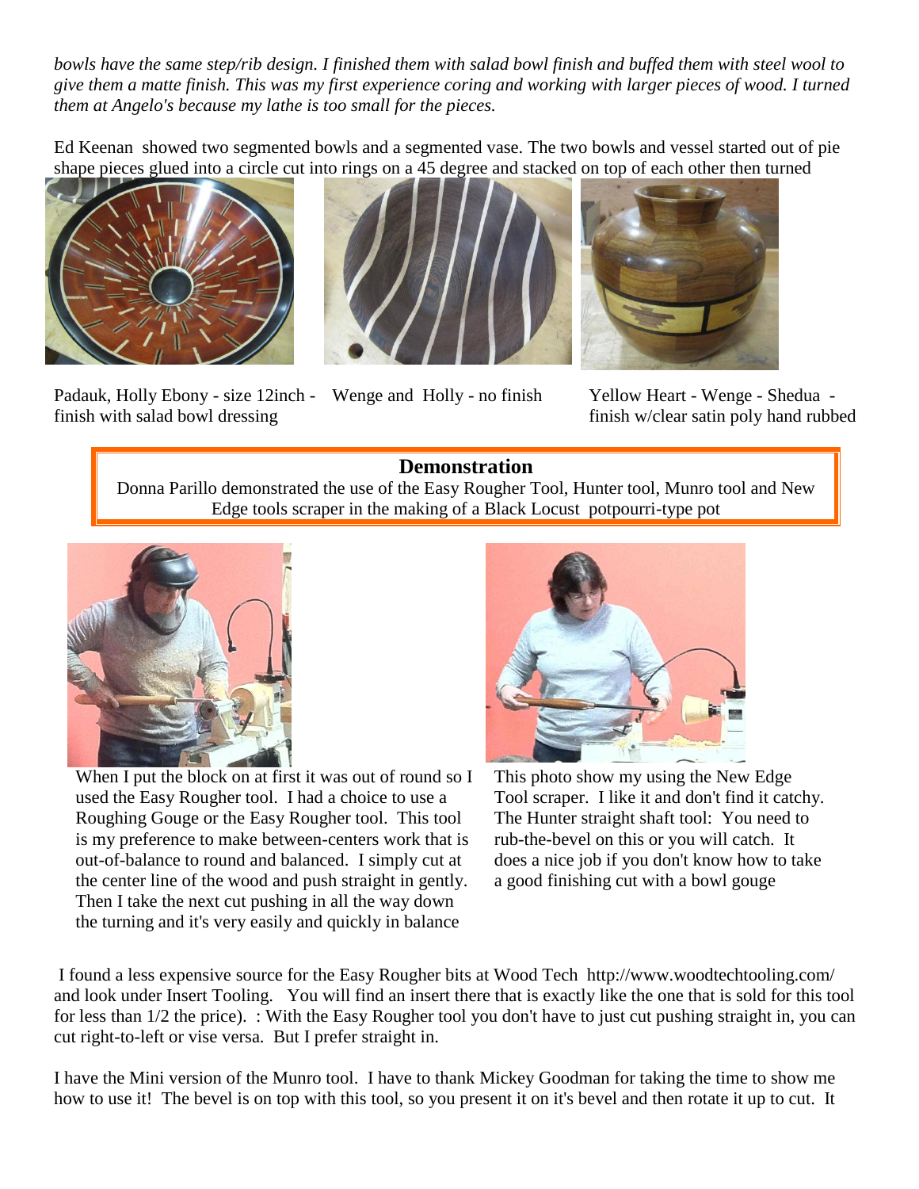*bowls have the same step/rib design. I finished them with salad bowl finish and buffed them with steel wool to give them a matte finish. This was my first experience coring and working with larger pieces of wood. I turned them at Angelo's because my lathe is too small for the pieces.*

Ed Keenan showed two segmented bowls and a segmented vase. The two bowls and vessel started out of pie shape pieces glued into a circle cut into rings on a 45 degree and stacked on top of each other then turned

Padauk, Holly Ebony - size 12inch - finish with salad bowl dressing

Wenge and Holly - no finish

Yellow Heart - Wenge - Shedua - finish w/clear satin poly hand rubbed

## Demonstration

Donna Parillo demonstrated the use of the Easy Rougher Tool, Hunter tool, Munro tool and New Edge tools scraper in the making of a Black Locust potpourri-type pot

When I put the block on at first it was out of round so I used the Easy Rougher tool. I had a choice to use a Roughing Gouge or the Easy Rougher tool. This tool is my preference to make between-centers work that is out-of-balance to round and balanced. I simply cut at the center line of the wood and push straight in gently. Then I take the next cut pushing in all the way down the turning and it's very easily and quickly in balance

This photo show my using the New Edge Tool scraper. I like it and don't find it catchy. The Hunter straight shaft tool: You need to rub-the-bevel on this or you will catch. It does a nice job if you don't know how to take a good finishing cut with a bowl gouge

I found a less expensive source for the Easy Rougher bits at Wood Tech http://www.woodtechtooling.com/ and look under Insert Tooling. You will find an insert there that is exactly like the one that is sold for this tool for less than 1/2 the price). : With the Easy Rougher tool you don't have to just cut pushing straight in, you can cut right-to-left or vise versa. But I prefer straight in.

I have the Mini version of the Munro tool. I have to thank Mickey Goodman for taking the time to show me how to use it! The bevel is on top with this tool, so you present it on it's bevel and then rotate it up to cut. It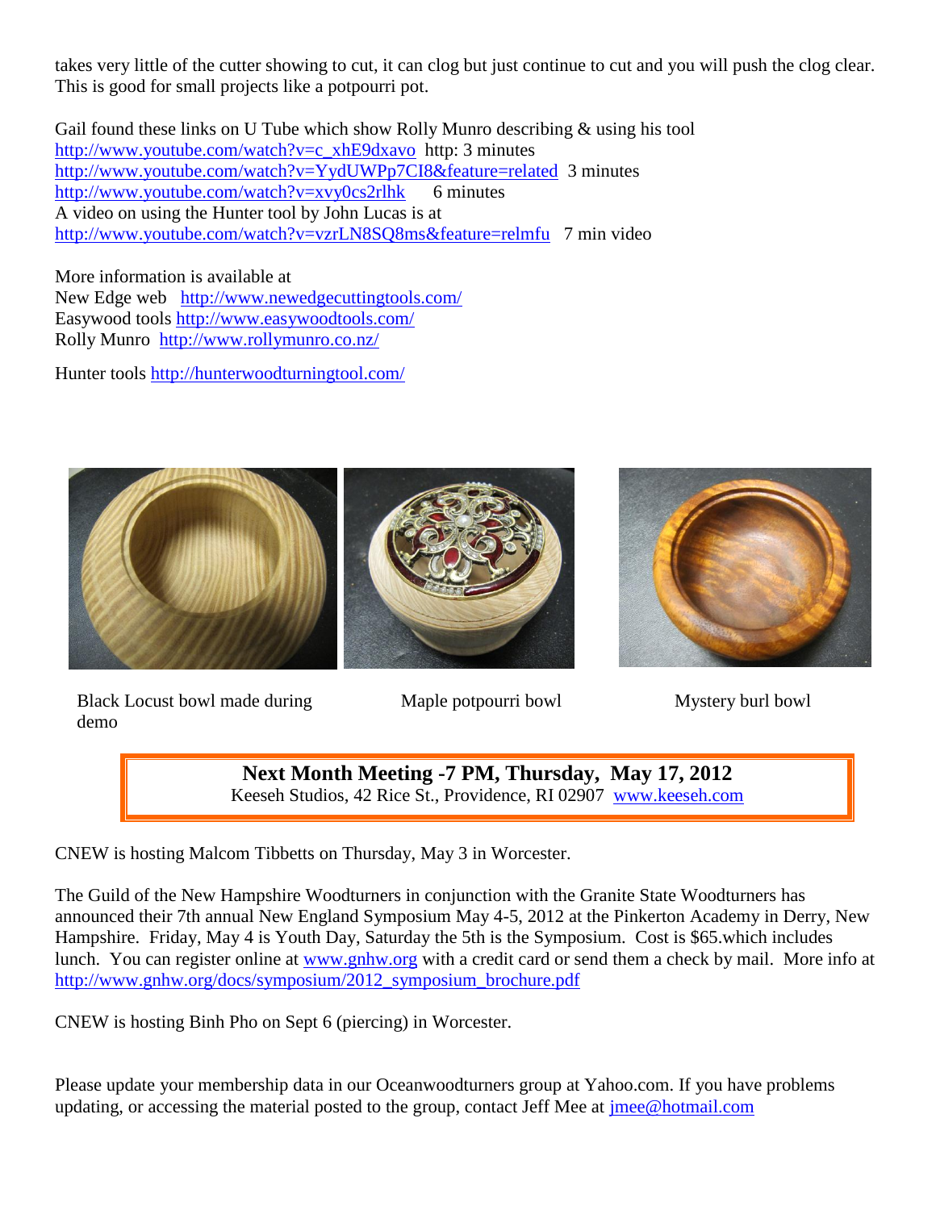takes very little of the cutter showing to cut, it can clog but just continue to cut and you will push the clog clear. This is good for small projects like a potpourri pot.

Gail found these links on U Tube which show Rolly Munro describing & using his tool
http://www.youtube.com/watch?v=c_xhE9dxavo http: 3 minutes
http://www.youtube.com/watch?v=YdUWPp7CI8&feature=related 3 minutes
http://www.youtube.com/watch?v=xvy0cs2rlhk 6 minutes
A video on using the Hunter tool by John Lucas is at
http://www.youtube.com/watch?v=vzrLN8SQ8ms&feature=relmfu 7 min video

More information is available at
New Edge web http://www.newedgecuttingtools.com/
Easywood tools http://www.easywoodtools.com/
Rolly Munro http://www.rollymunro.co.nz/

Hunter tools http://hunterwoodturningtool.com/

Black Locust bowl made during demo

Maple potpourri bowl

Mystery burl bowl

**Next Month Meeting -7 PM, Thursday, May 17, 2012**
Keeseh Studios, 42 Rice St., Providence, RI 02907 www.keeseh.com

CNEW is hosting Malcom Tibbetts on Thursday, May 3 in Worcester.

The Guild of the New Hampshire Woodturners in conjunction with the Granite State Woodturners has announced their 7th annual New England Symposium May 4-5, 2012 at the Pinkerton Academy in Derry, New Hampshire. Friday, May 4 is Youth Day, Saturday the 5th is the Symposium. Cost is $65.which includes lunch. You can register online at www.gnhw.org with a credit card or send them a check by mail. More info at http://www.gnhw.org/docs/symposium/2012_symposium_brochure.pdf

CNEW is hosting Binh Pho on Sept 6 (piercing) in Worcester.

Please update your membership data in our Oceanwoodturners group at Yahoo.com. If you have problems updating, or accessing the material posted to the group, contact Jeff Mee at jmee@hotmail.com